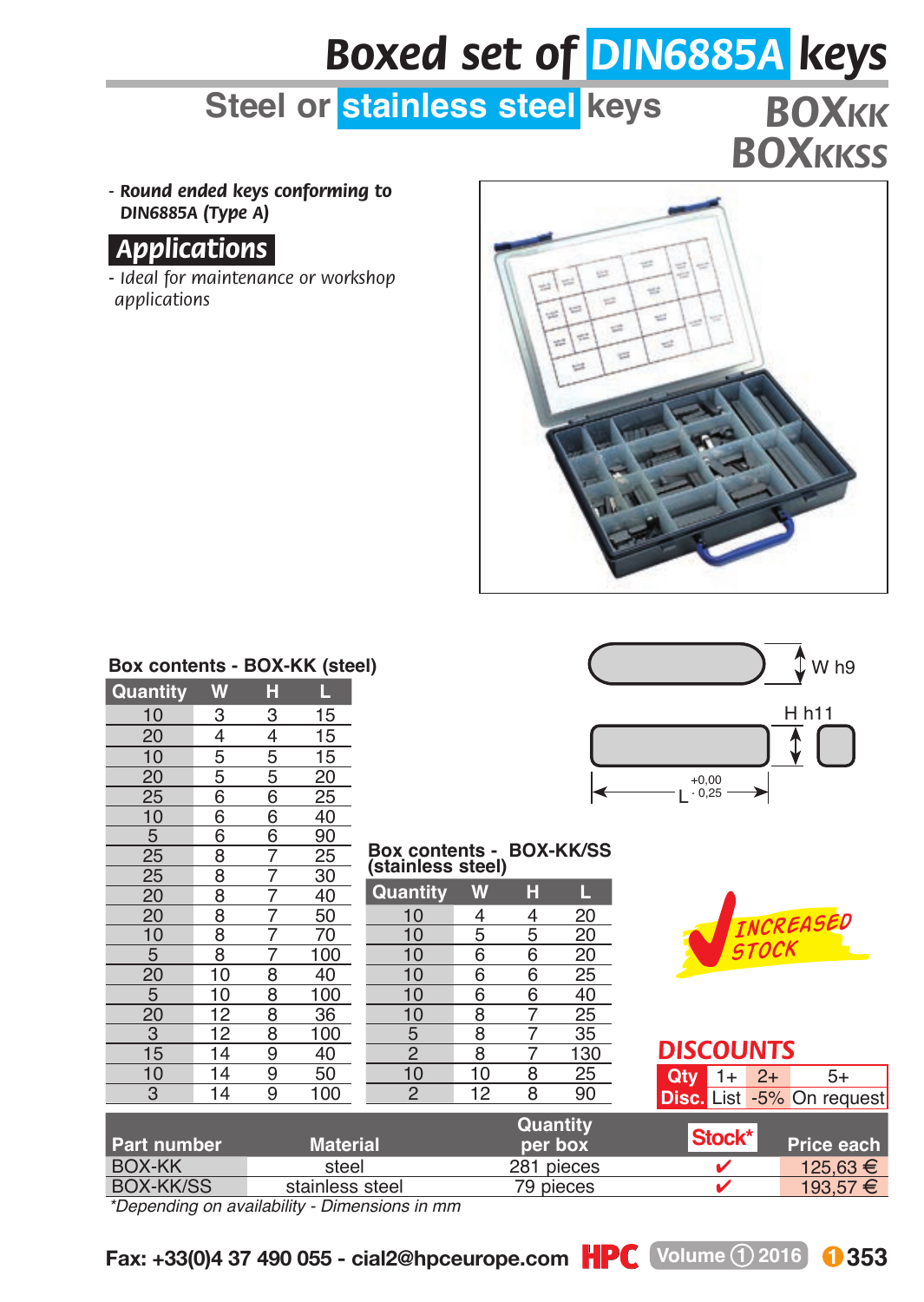# Boxed set of DIN6885A keys

## Steel or stainless steel keys

**BOXKK**
**BOXKKSS**

- ***Round ended keys conforming to DIN6885A (Type A)***

## Applications

- *Ideal for maintenance or workshop applications*

W h9

H h11

L $^{+0,00}_{-0,25}$

**Box contents - BOX-KK (steel)**

| Quantity | W | H | L |
|---|---|---|---|
| 10 | 3 | 3 | 15 |
| 20 | 4 | 4 | 15 |
| 10 | 5 | 5 | 15 |
| 20 | 5 | 5 | 20 |
| 25 | 6 | 6 | 25 |
| 10 | 6 | 6 | 40 |
| 5 | 6 | 6 | 90 |
| 25 | 8 | 7 | 25 |
| 25 | 8 | 7 | 30 |
| 20 | 8 | 7 | 40 |
| 20 | 8 | 7 | 50 |
| 10 | 8 | 7 | 70 |
| 5 | 8 | 7 | 100 |
| 20 | 10 | 8 | 40 |
| 5 | 10 | 8 | 100 |
| 20 | 12 | 8 | 36 |
| 3 | 12 | 8 | 100 |
| 15 | 14 | 9 | 40 |
| 10 | 14 | 9 | 50 |
| 3 | 14 | 9 | 100 |

**Box contents - BOX-KK/SS (stainless steel)**

| Quantity | W | H | L |
|---|---|---|---|
| 10 | 4 | 4 | 20 |
| 10 | 5 | 5 | 20 |
| 10 | 6 | 6 | 20 |
| 10 | 6 | 6 | 25 |
| 10 | 6 | 6 | 40 |
| 10 | 8 | 7 | 25 |
| 5 | 8 | 7 | 35 |
| 2 | 8 | 7 | 130 |
| 10 | 10 | 8 | 25 |
| 2 | 12 | 8 | 90 |

INCREASED STOCK

**DISCOUNTS**

| Qty | 1+ | 2+ | 5+ |
|---|---|---|---|
| Disc. | List | -5% | On request |

| Part number | Material | Quantity per box | Stock* | Price each |
|---|---|---|---|---|
| BOX-KK | steel | 281 pieces | ✔ | 125,63 € |
| BOX-KK/SS | stainless steel | 79 pieces | ✔ | 193,57 € |

*\*Depending on availability - Dimensions in mm*

Fax: +33(0)4 37 490 055 - cial2@hpceurope.com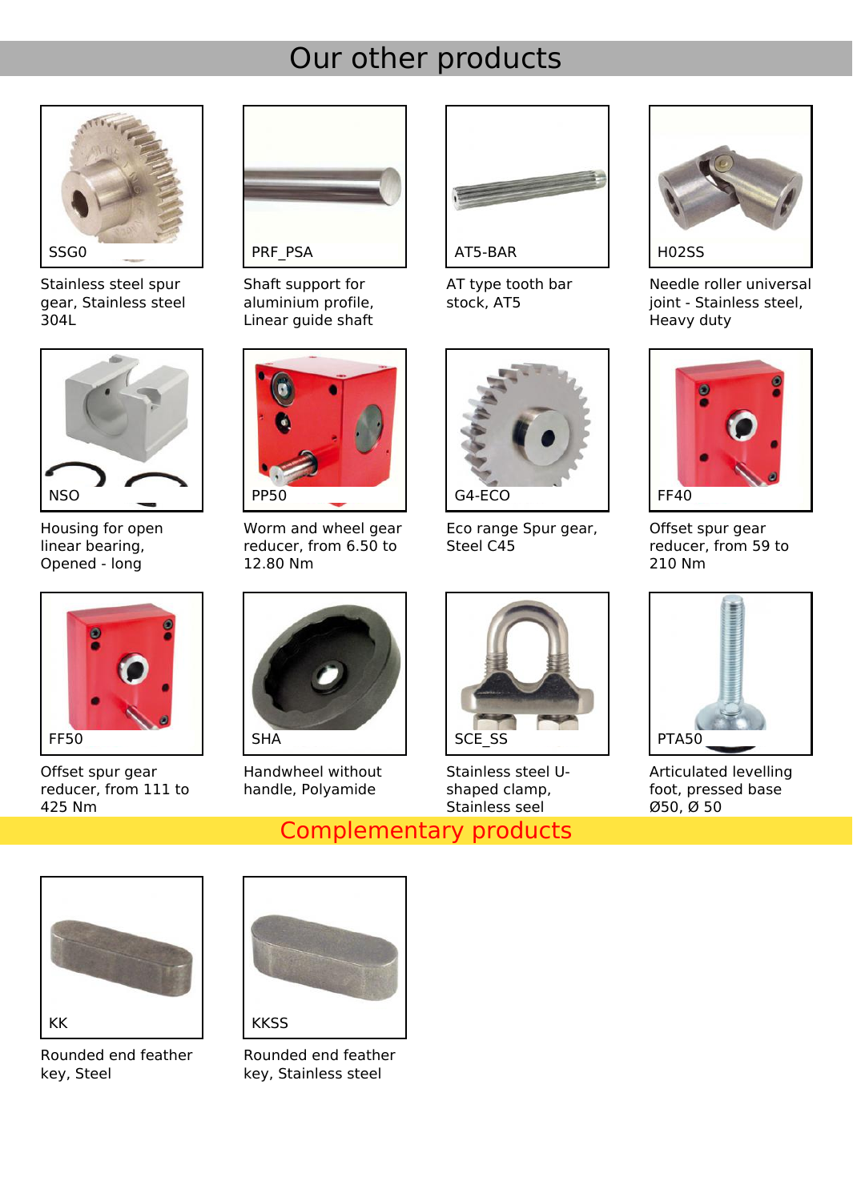# Our other products

SSG0

Stainless steel spur gear, Stainless steel 304L

PRF_PSA

Shaft support for aluminium profile, Linear guide shaft

AT5-BAR

AT type tooth bar stock, AT5

H02SS

Needle roller universal joint - Stainless steel, Heavy duty

NSO

Housing for open linear bearing, Opened - long

PP50

Worm and wheel gear reducer, from 6.50 to 12.80 Nm

G4-ECO

Eco range Spur gear, Steel C45

FF40

Offset spur gear reducer, from 59 to 210 Nm

FF50

Offset spur gear reducer, from 111 to 425 Nm

SHA

Handwheel without handle, Polyamide

SCE_SS

Stainless steel U-shaped clamp, Stainless seel

PTA50

Articulated levelling foot, pressed base Ø50, Ø 50

# Complementary products

KK

Rounded end feather key, Steel

KKSS

Rounded end feather key, Stainless steel